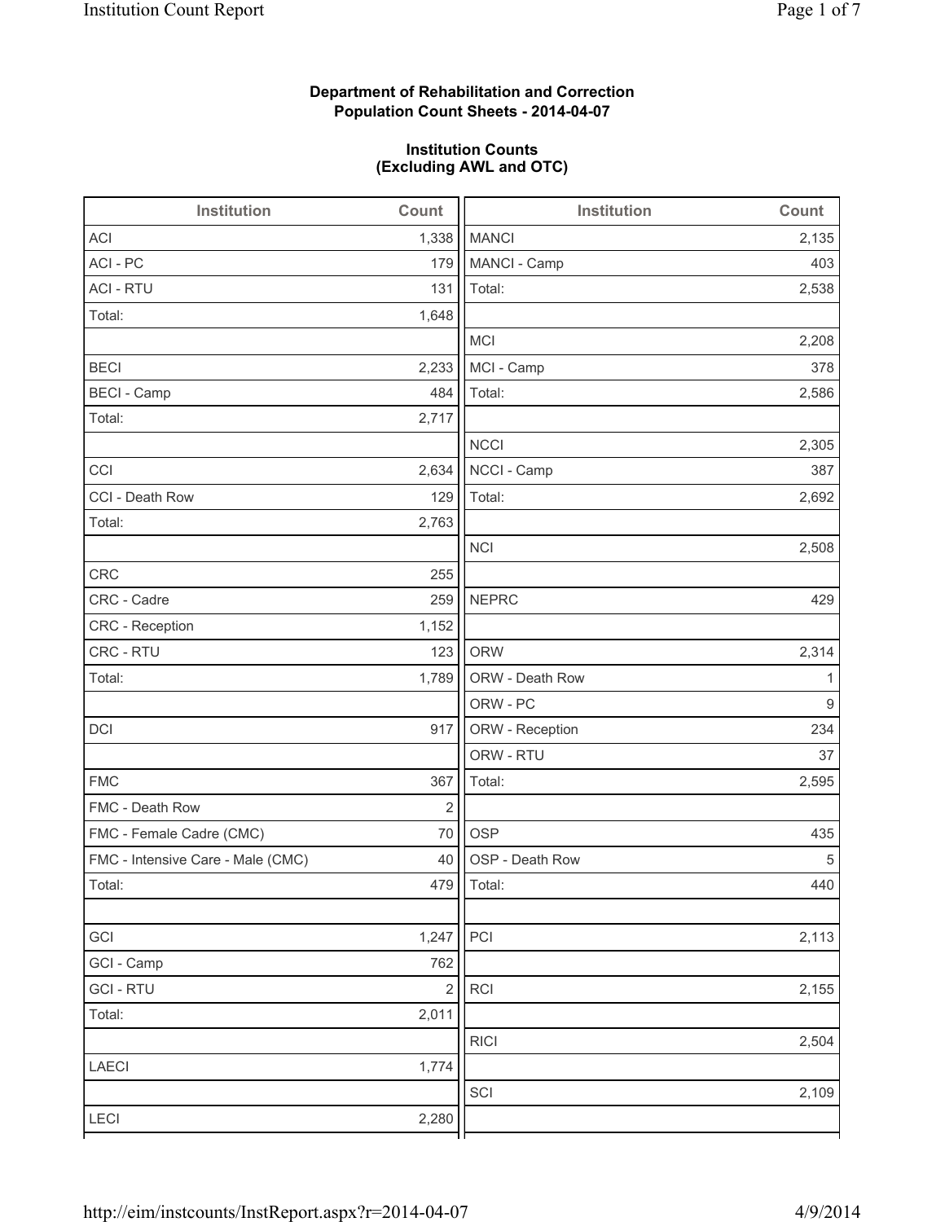**Department of Rehabilitation and Correction**
**Population Count Sheets - 2014-04-07**

**Institution Counts**
**(Excluding AWL and OTC)**

| Institution | Count |
|---|---|
| ACI | 1,338 |
| ACI - PC | 179 |
| ACI - RTU | 131 |
| Total: | 1,648 |
| | |
| BECI | 2,233 |
| BECI - Camp | 484 |
| Total: | 2,717 |
| | |
| CCI | 2,634 |
| CCI - Death Row | 129 |
| Total: | 2,763 |
| | |
| CRC | 255 |
| CRC - Cadre | 259 |
| CRC - Reception | 1,152 |
| CRC - RTU | 123 |
| Total: | 1,789 |
| | |
| DCI | 917 |
| | |
| FMC | 367 |
| FMC - Death Row | 2 |
| FMC - Female Cadre (CMC) | 70 |
| FMC - Intensive Care - Male (CMC) | 40 |
| Total: | 479 |
| | |
| GCI | 1,247 |
| GCI - Camp | 762 |
| GCI - RTU | 2 |
| Total: | 2,011 |
| | |
| LAECI | 1,774 |
| | |
| LECI | 2,280 |

| Institution | Count |
|---|---|
| MANCI | 2,135 |
| MANCI - Camp | 403 |
| Total: | 2,538 |
| | |
| MCI | 2,208 |
| MCI - Camp | 378 |
| Total: | 2,586 |
| | |
| NCCI | 2,305 |
| NCCI - Camp | 387 |
| Total: | 2,692 |
| | |
| NCI | 2,508 |
| | |
| NEPRC | 429 |
| | |
| ORW | 2,314 |
| ORW - Death Row | 1 |
| ORW - PC | 9 |
| ORW - Reception | 234 |
| ORW - RTU | 37 |
| Total: | 2,595 |
| | |
| OSP | 435 |
| OSP - Death Row | 5 |
| Total: | 440 |
| | |
| PCI | 2,113 |
| | |
| RCI | 2,155 |
| | |
| RICI | 2,504 |
| | |
| SCI | 2,109 |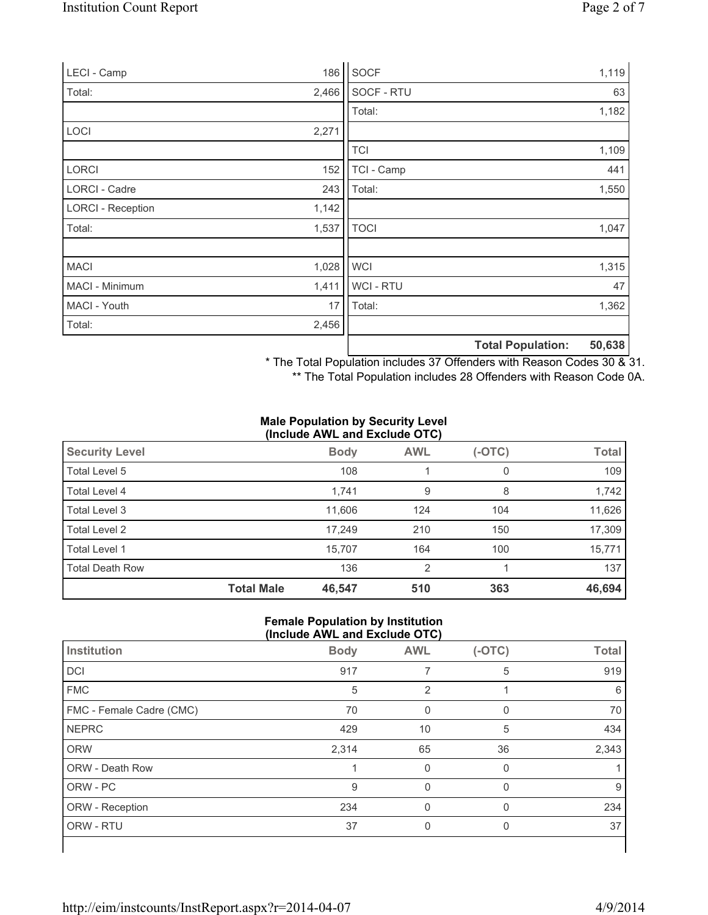| Institution | Count |
|---|---|
| LECI - Camp | 186 |
| Total: | 2,466 |
| | |
| LOCI | 2,271 |
| | |
| LORCI | 152 |
| LORCI - Cadre | 243 |
| LORCI - Reception | 1,142 |
| Total: | 1,537 |
| | |
| MACI | 1,028 |
| MACI - Minimum | 1,411 |
| MACI - Youth | 17 |
| Total: | 2,456 |

| Institution | Count |
|---|---|
| SOCF | 1,119 |
| SOCF - RTU | 63 |
| Total: | 1,182 |
| | |
| TCI | 1,109 |
| TCI - Camp | 441 |
| Total: | 1,550 |
| | |
| TOCI | 1,047 |
| | |
| WCI | 1,315 |
| WCI - RTU | 47 |
| Total: | 1,362 |
| | |
| **Total Population:** | **50,638** |

\* The Total Population includes 37 Offenders with Reason Codes 30 & 31.

\*\* The Total Population includes 28 Offenders with Reason Code 0A.

**Male Population by Security Level (Include AWL and Exclude OTC)**

| Security Level | | Body | AWL | (-OTC) | Total |
|---|---|---|---|---|---|
| Total Level 5 | | 108 | 1 | 0 | 109 |
| Total Level 4 | | 1,741 | 9 | 8 | 1,742 |
| Total Level 3 | | 11,606 | 124 | 104 | 11,626 |
| Total Level 2 | | 17,249 | 210 | 150 | 17,309 |
| Total Level 1 | | 15,707 | 164 | 100 | 15,771 |
| Total Death Row | | 136 | 2 | 1 | 137 |
| | **Total Male** | **46,547** | **510** | **363** | **46,694** |

**Female Population by Institution (Include AWL and Exclude OTC)**

| Institution | Body | AWL | (-OTC) | Total |
|---|---|---|---|---|
| DCI | 917 | 7 | 5 | 919 |
| FMC | 5 | 2 | 1 | 6 |
| FMC - Female Cadre (CMC) | 70 | 0 | 0 | 70 |
| NEPRC | 429 | 10 | 5 | 434 |
| ORW | 2,314 | 65 | 36 | 2,343 |
| ORW - Death Row | 1 | 0 | 0 | 1 |
| ORW - PC | 9 | 0 | 0 | 9 |
| ORW - Reception | 234 | 0 | 0 | 234 |
| ORW - RTU | 37 | 0 | 0 | 37 |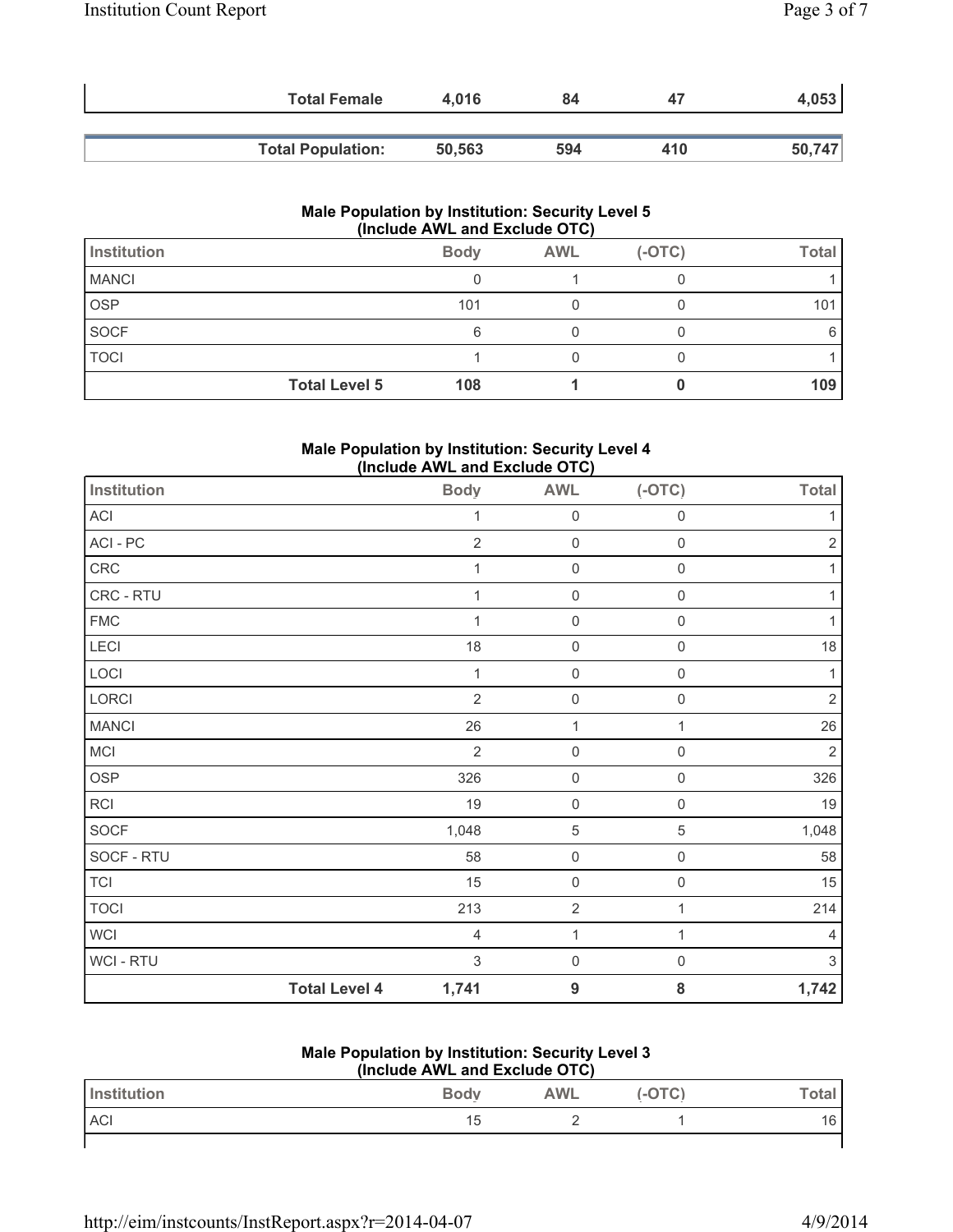| | Total Female | 4,016 | 84 | 47 | 4,053 |
|---|---|---|---|---|---|
| | **Total Population:** | **50,563** | **594** | **410** | **50,747** |

### Male Population by Institution: Security Level 5 (Include AWL and Exclude OTC)

| Institution | | Body | AWL | (-OTC) | Total |
|---|---|---|---|---|---|
| MANCI | | 0 | 1 | 0 | 1 |
| OSP | | 101 | 0 | 0 | 101 |
| SOCF | | 6 | 0 | 0 | 6 |
| TOCI | | 1 | 0 | 0 | 1 |
| | **Total Level 5** | **108** | **1** | **0** | **109** |

### Male Population by Institution: Security Level 4 (Include AWL and Exclude OTC)

| Institution | | Body | AWL | (-OTC) | Total |
|---|---|---|---|---|---|
| ACI | | 1 | 0 | 0 | 1 |
| ACI - PC | | 2 | 0 | 0 | 2 |
| CRC | | 1 | 0 | 0 | 1 |
| CRC - RTU | | 1 | 0 | 0 | 1 |
| FMC | | 1 | 0 | 0 | 1 |
| LECI | | 18 | 0 | 0 | 18 |
| LOCI | | 1 | 0 | 0 | 1 |
| LORCI | | 2 | 0 | 0 | 2 |
| MANCI | | 26 | 1 | 1 | 26 |
| MCI | | 2 | 0 | 0 | 2 |
| OSP | | 326 | 0 | 0 | 326 |
| RCI | | 19 | 0 | 0 | 19 |
| SOCF | | 1,048 | 5 | 5 | 1,048 |
| SOCF - RTU | | 58 | 0 | 0 | 58 |
| TCI | | 15 | 0 | 0 | 15 |
| TOCI | | 213 | 2 | 1 | 214 |
| WCI | | 4 | 1 | 1 | 4 |
| WCI - RTU | | 3 | 0 | 0 | 3 |
| | **Total Level 4** | **1,741** | **9** | **8** | **1,742** |

### Male Population by Institution: Security Level 3 (Include AWL and Exclude OTC)

| Institution | | Body | AWL | (-OTC) | Total |
|---|---|---|---|---|---|
| ACI | | 15 | 2 | 1 | 16 |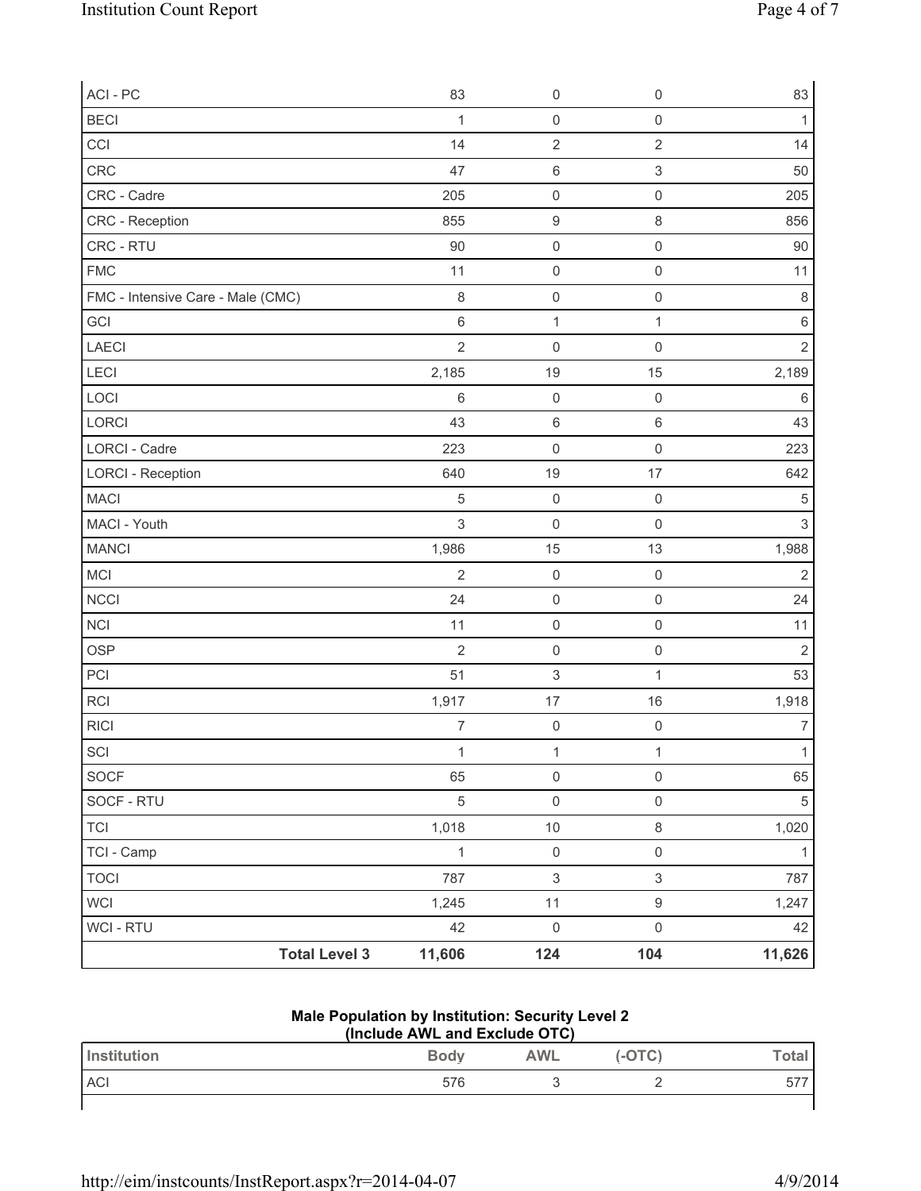| | Body | AWL | (-OTC) | Total |
|---|---|---|---|---|
| ACI - PC | 83 | 0 | 0 | 83 |
| BECI | 1 | 0 | 0 | 1 |
| CCI | 14 | 2 | 2 | 14 |
| CRC | 47 | 6 | 3 | 50 |
| CRC - Cadre | 205 | 0 | 0 | 205 |
| CRC - Reception | 855 | 9 | 8 | 856 |
| CRC - RTU | 90 | 0 | 0 | 90 |
| FMC | 11 | 0 | 0 | 11 |
| FMC - Intensive Care - Male (CMC) | 8 | 0 | 0 | 8 |
| GCI | 6 | 1 | 1 | 6 |
| LAECI | 2 | 0 | 0 | 2 |
| LECI | 2,185 | 19 | 15 | 2,189 |
| LOCI | 6 | 0 | 0 | 6 |
| LORCI | 43 | 6 | 6 | 43 |
| LORCI - Cadre | 223 | 0 | 0 | 223 |
| LORCI - Reception | 640 | 19 | 17 | 642 |
| MACI | 5 | 0 | 0 | 5 |
| MACI - Youth | 3 | 0 | 0 | 3 |
| MANCI | 1,986 | 15 | 13 | 1,988 |
| MCI | 2 | 0 | 0 | 2 |
| NCCI | 24 | 0 | 0 | 24 |
| NCI | 11 | 0 | 0 | 11 |
| OSP | 2 | 0 | 0 | 2 |
| PCI | 51 | 3 | 1 | 53 |
| RCI | 1,917 | 17 | 16 | 1,918 |
| RICI | 7 | 0 | 0 | 7 |
| SCI | 1 | 1 | 1 | 1 |
| SOCF | 65 | 0 | 0 | 65 |
| SOCF - RTU | 5 | 0 | 0 | 5 |
| TCI | 1,018 | 10 | 8 | 1,020 |
| TCI - Camp | 1 | 0 | 0 | 1 |
| TOCI | 787 | 3 | 3 | 787 |
| WCI | 1,245 | 11 | 9 | 1,247 |
| WCI - RTU | 42 | 0 | 0 | 42 |
| **Total Level 3** | **11,606** | **124** | **104** | **11,626** |

**Male Population by Institution: Security Level 2**
**(Include AWL and Exclude OTC)**

| Institution | Body | AWL | (-OTC) | Total |
|---|---|---|---|---|
| ACI | 576 | 3 | 2 | 577 |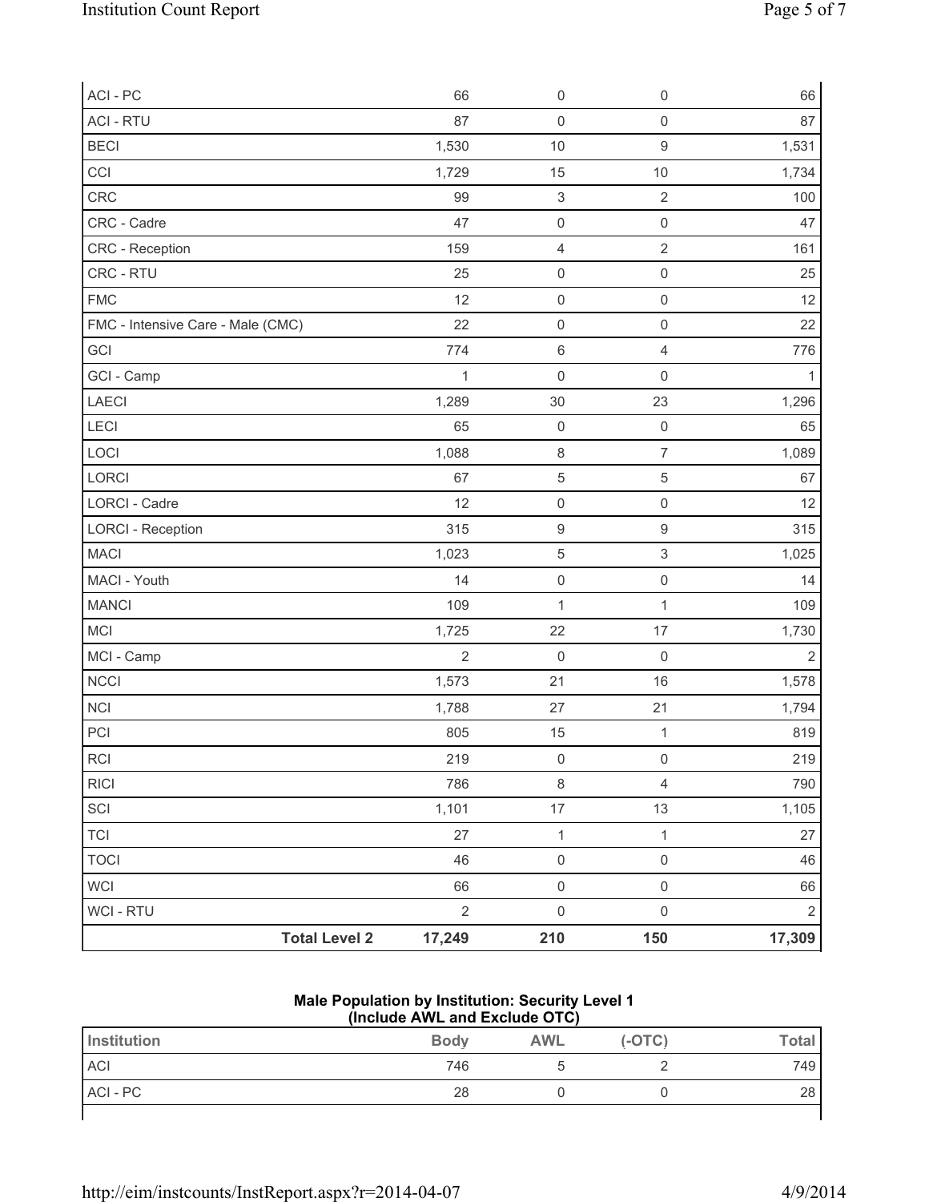| | Body | AWL | (-OTC) | Total |
|---|---|---|---|---|
| ACI - PC | 66 | 0 | 0 | 66 |
| ACI - RTU | 87 | 0 | 0 | 87 |
| BECI | 1,530 | 10 | 9 | 1,531 |
| CCI | 1,729 | 15 | 10 | 1,734 |
| CRC | 99 | 3 | 2 | 100 |
| CRC - Cadre | 47 | 0 | 0 | 47 |
| CRC - Reception | 159 | 4 | 2 | 161 |
| CRC - RTU | 25 | 0 | 0 | 25 |
| FMC | 12 | 0 | 0 | 12 |
| FMC - Intensive Care - Male (CMC) | 22 | 0 | 0 | 22 |
| GCI | 774 | 6 | 4 | 776 |
| GCI - Camp | 1 | 0 | 0 | 1 |
| LAECI | 1,289 | 30 | 23 | 1,296 |
| LECI | 65 | 0 | 0 | 65 |
| LOCI | 1,088 | 8 | 7 | 1,089 |
| LORCI | 67 | 5 | 5 | 67 |
| LORCI - Cadre | 12 | 0 | 0 | 12 |
| LORCI - Reception | 315 | 9 | 9 | 315 |
| MACI | 1,023 | 5 | 3 | 1,025 |
| MACI - Youth | 14 | 0 | 0 | 14 |
| MANCI | 109 | 1 | 1 | 109 |
| MCI | 1,725 | 22 | 17 | 1,730 |
| MCI - Camp | 2 | 0 | 0 | 2 |
| NCCI | 1,573 | 21 | 16 | 1,578 |
| NCI | 1,788 | 27 | 21 | 1,794 |
| PCI | 805 | 15 | 1 | 819 |
| RCI | 219 | 0 | 0 | 219 |
| RICI | 786 | 8 | 4 | 790 |
| SCI | 1,101 | 17 | 13 | 1,105 |
| TCI | 27 | 1 | 1 | 27 |
| TOCI | 46 | 0 | 0 | 46 |
| WCI | 66 | 0 | 0 | 66 |
| WCI - RTU | 2 | 0 | 0 | 2 |
| **Total Level 2** | **17,249** | **210** | **150** | **17,309** |

**Male Population by Institution: Security Level 1**
**(Include AWL and Exclude OTC)**

| Institution | Body | AWL | (-OTC) | Total |
|---|---|---|---|---|
| ACI | 746 | 5 | 2 | 749 |
| ACI - PC | 28 | 0 | 0 | 28 |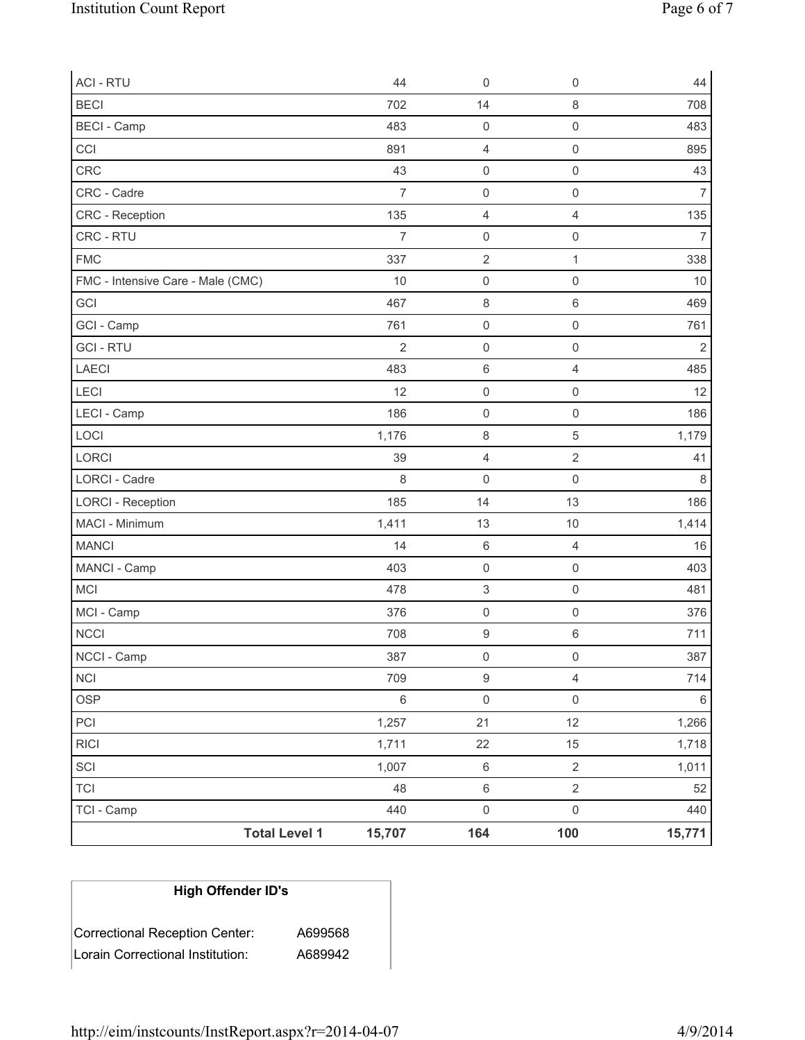| | | | | |
|---|---|---|---|---|
| ACI - RTU | 44 | 0 | 0 | 44 |
| BECI | 702 | 14 | 8 | 708 |
| BECI - Camp | 483 | 0 | 0 | 483 |
| CCI | 891 | 4 | 0 | 895 |
| CRC | 43 | 0 | 0 | 43 |
| CRC - Cadre | 7 | 0 | 0 | 7 |
| CRC - Reception | 135 | 4 | 4 | 135 |
| CRC - RTU | 7 | 0 | 0 | 7 |
| FMC | 337 | 2 | 1 | 338 |
| FMC - Intensive Care - Male (CMC) | 10 | 0 | 0 | 10 |
| GCI | 467 | 8 | 6 | 469 |
| GCI - Camp | 761 | 0 | 0 | 761 |
| GCI - RTU | 2 | 0 | 0 | 2 |
| LAECI | 483 | 6 | 4 | 485 |
| LECI | 12 | 0 | 0 | 12 |
| LECI - Camp | 186 | 0 | 0 | 186 |
| LOCI | 1,176 | 8 | 5 | 1,179 |
| LORCI | 39 | 4 | 2 | 41 |
| LORCI - Cadre | 8 | 0 | 0 | 8 |
| LORCI - Reception | 185 | 14 | 13 | 186 |
| MACI - Minimum | 1,411 | 13 | 10 | 1,414 |
| MANCI | 14 | 6 | 4 | 16 |
| MANCI - Camp | 403 | 0 | 0 | 403 |
| MCI | 478 | 3 | 0 | 481 |
| MCI - Camp | 376 | 0 | 0 | 376 |
| NCCI | 708 | 9 | 6 | 711 |
| NCCI - Camp | 387 | 0 | 0 | 387 |
| NCI | 709 | 9 | 4 | 714 |
| OSP | 6 | 0 | 0 | 6 |
| PCI | 1,257 | 21 | 12 | 1,266 |
| RICI | 1,711 | 22 | 15 | 1,718 |
| SCI | 1,007 | 6 | 2 | 1,011 |
| TCI | 48 | 6 | 2 | 52 |
| TCI - Camp | 440 | 0 | 0 | 440 |
| **Total Level 1** | **15,707** | **164** | **100** | **15,771** |

| High Offender ID's | |
|---|---|
| Correctional Reception Center: | A699568 |
| Lorain Correctional Institution: | A689942 |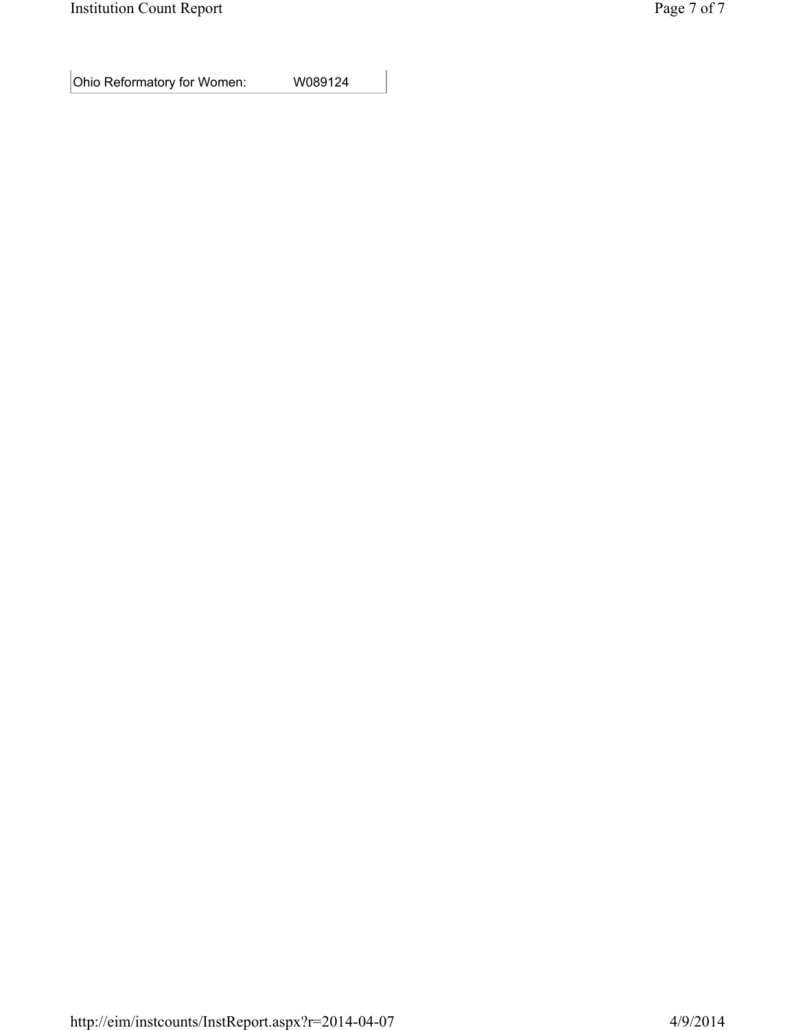| | |
|---|---|
| Ohio Reformatory for Women: | W089124 |